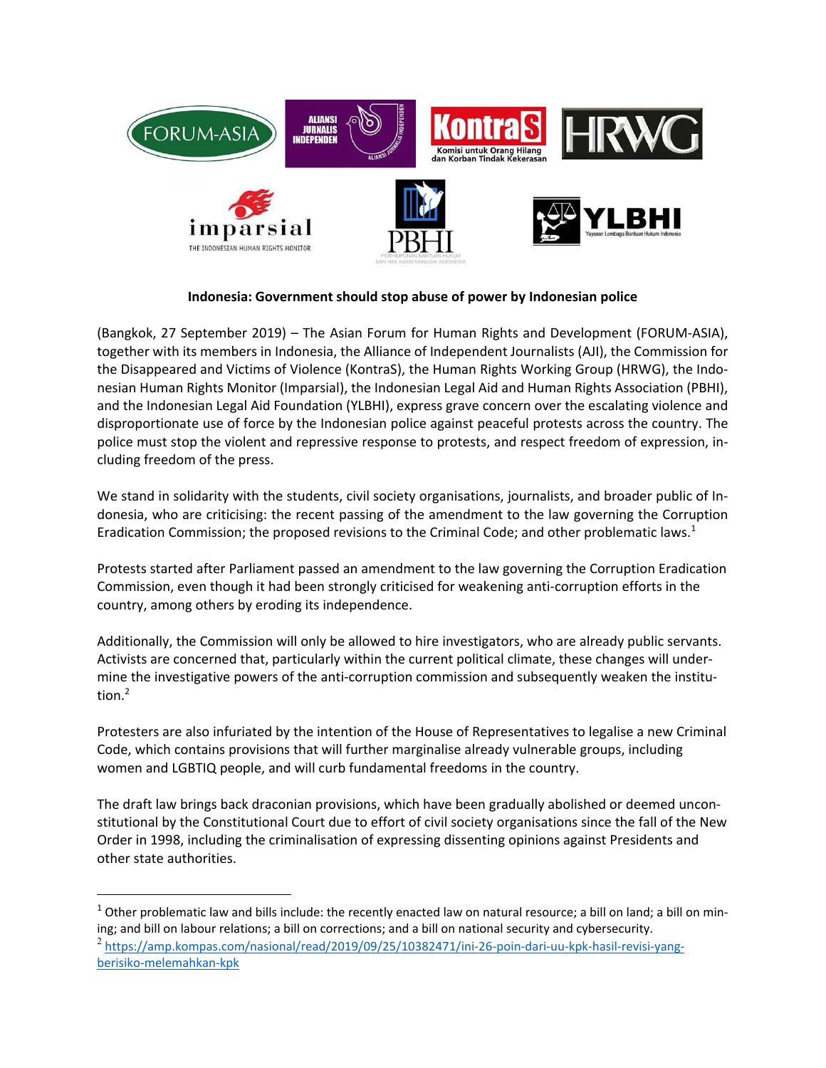**Indonesia: Government should stop abuse of power by Indonesian police**

(Bangkok, 27 September 2019) – The Asian Forum for Human Rights and Development (FORUM-ASIA), together with its members in Indonesia, the Alliance of Independent Journalists (AJI), the Commission for the Disappeared and Victims of Violence (KontraS), the Human Rights Working Group (HRWG), the Indonesian Human Rights Monitor (Imparsial), the Indonesian Legal Aid and Human Rights Association (PBHI), and the Indonesian Legal Aid Foundation (YLBHI), express grave concern over the escalating violence and disproportionate use of force by the Indonesian police against peaceful protests across the country. The police must stop the violent and repressive response to protests, and respect freedom of expression, including freedom of the press.

We stand in solidarity with the students, civil society organisations, journalists, and broader public of Indonesia, who are criticising: the recent passing of the amendment to the law governing the Corruption Eradication Commission; the proposed revisions to the Criminal Code; and other problematic laws.[1]

Protests started after Parliament passed an amendment to the law governing the Corruption Eradication Commission, even though it had been strongly criticised for weakening anti-corruption efforts in the country, among others by eroding its independence.

Additionally, the Commission will only be allowed to hire investigators, who are already public servants. Activists are concerned that, particularly within the current political climate, these changes will undermine the investigative powers of the anti-corruption commission and subsequently weaken the institution.[2]

Protesters are also infuriated by the intention of the House of Representatives to legalise a new Criminal Code, which contains provisions that will further marginalise already vulnerable groups, including women and LGBTIQ people, and will curb fundamental freedoms in the country.

The draft law brings back draconian provisions, which have been gradually abolished or deemed unconstitutional by the Constitutional Court due to effort of civil society organisations since the fall of the New Order in 1998, including the criminalisation of expressing dissenting opinions against Presidents and other state authorities.

---

[1] Other problematic law and bills include: the recently enacted law on natural resource; a bill on land; a bill on mining; and bill on labour relations; a bill on corrections; and a bill on national security and cybersecurity.

[2] https://amp.kompas.com/nasional/read/2019/09/25/10382471/ini-26-poin-dari-uu-kpk-hasil-revisi-yang-berisiko-melemahkan-kpk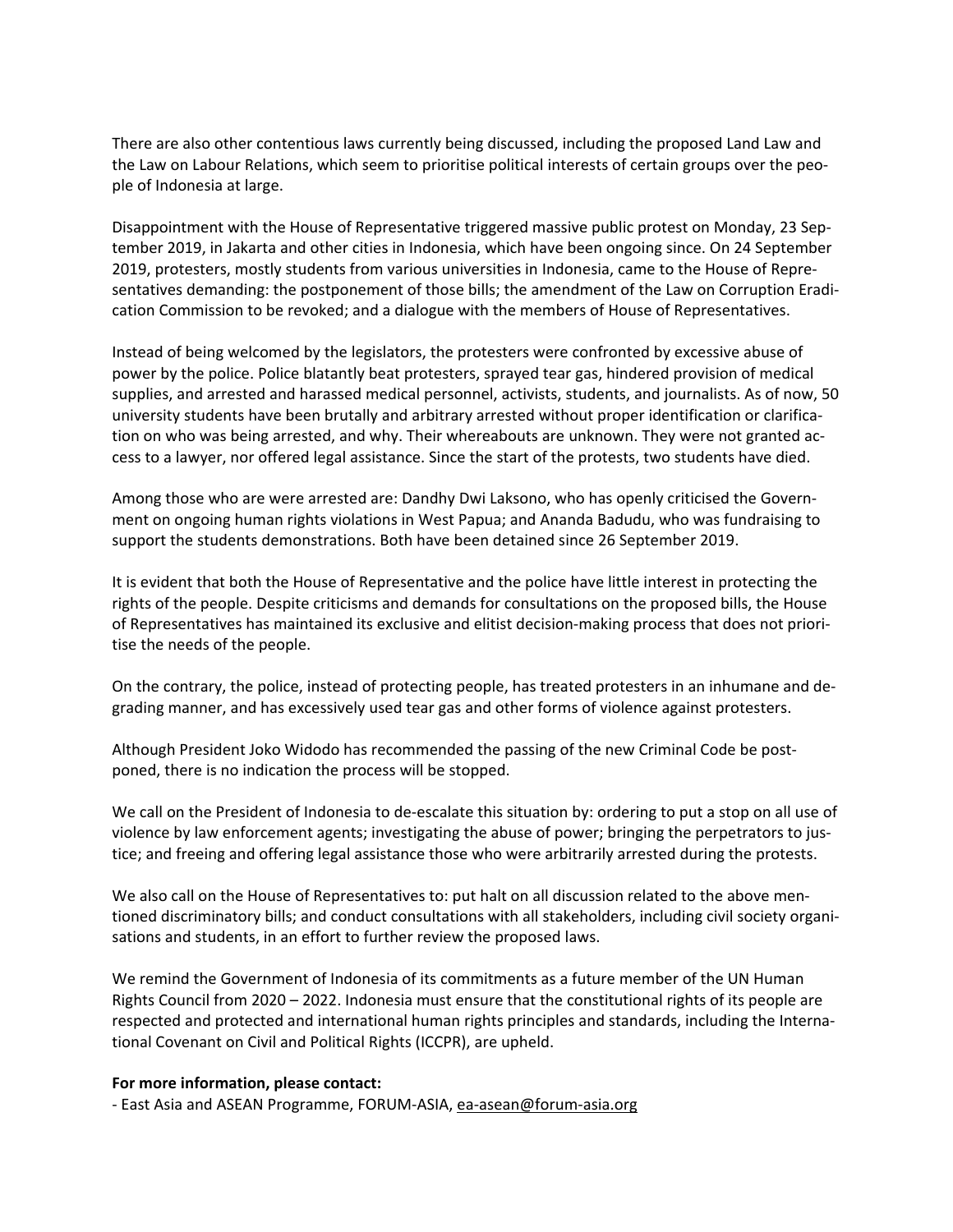There are also other contentious laws currently being discussed, including the proposed Land Law and the Law on Labour Relations, which seem to prioritise political interests of certain groups over the people of Indonesia at large.

Disappointment with the House of Representative triggered massive public protest on Monday, 23 September 2019, in Jakarta and other cities in Indonesia, which have been ongoing since. On 24 September 2019, protesters, mostly students from various universities in Indonesia, came to the House of Representatives demanding: the postponement of those bills; the amendment of the Law on Corruption Eradication Commission to be revoked; and a dialogue with the members of House of Representatives.

Instead of being welcomed by the legislators, the protesters were confronted by excessive abuse of power by the police. Police blatantly beat protesters, sprayed tear gas, hindered provision of medical supplies, and arrested and harassed medical personnel, activists, students, and journalists. As of now, 50 university students have been brutally and arbitrary arrested without proper identification or clarification on who was being arrested, and why. Their whereabouts are unknown. They were not granted access to a lawyer, nor offered legal assistance. Since the start of the protests, two students have died.

Among those who are were arrested are: Dandhy Dwi Laksono, who has openly criticised the Government on ongoing human rights violations in West Papua; and Ananda Badudu, who was fundraising to support the students demonstrations. Both have been detained since 26 September 2019.

It is evident that both the House of Representative and the police have little interest in protecting the rights of the people. Despite criticisms and demands for consultations on the proposed bills, the House of Representatives has maintained its exclusive and elitist decision-making process that does not prioritise the needs of the people.

On the contrary, the police, instead of protecting people, has treated protesters in an inhumane and degrading manner, and has excessively used tear gas and other forms of violence against protesters.

Although President Joko Widodo has recommended the passing of the new Criminal Code be postponed, there is no indication the process will be stopped.

We call on the President of Indonesia to de-escalate this situation by: ordering to put a stop on all use of violence by law enforcement agents; investigating the abuse of power; bringing the perpetrators to justice; and freeing and offering legal assistance those who were arbitrarily arrested during the protests.

We also call on the House of Representatives to: put halt on all discussion related to the above mentioned discriminatory bills; and conduct consultations with all stakeholders, including civil society organisations and students, in an effort to further review the proposed laws.

We remind the Government of Indonesia of its commitments as a future member of the UN Human Rights Council from 2020 – 2022. Indonesia must ensure that the constitutional rights of its people are respected and protected and international human rights principles and standards, including the International Covenant on Civil and Political Rights (ICCPR), are upheld.

**For more information, please contact:**

- East Asia and ASEAN Programme, FORUM-ASIA, ea-asean@forum-asia.org